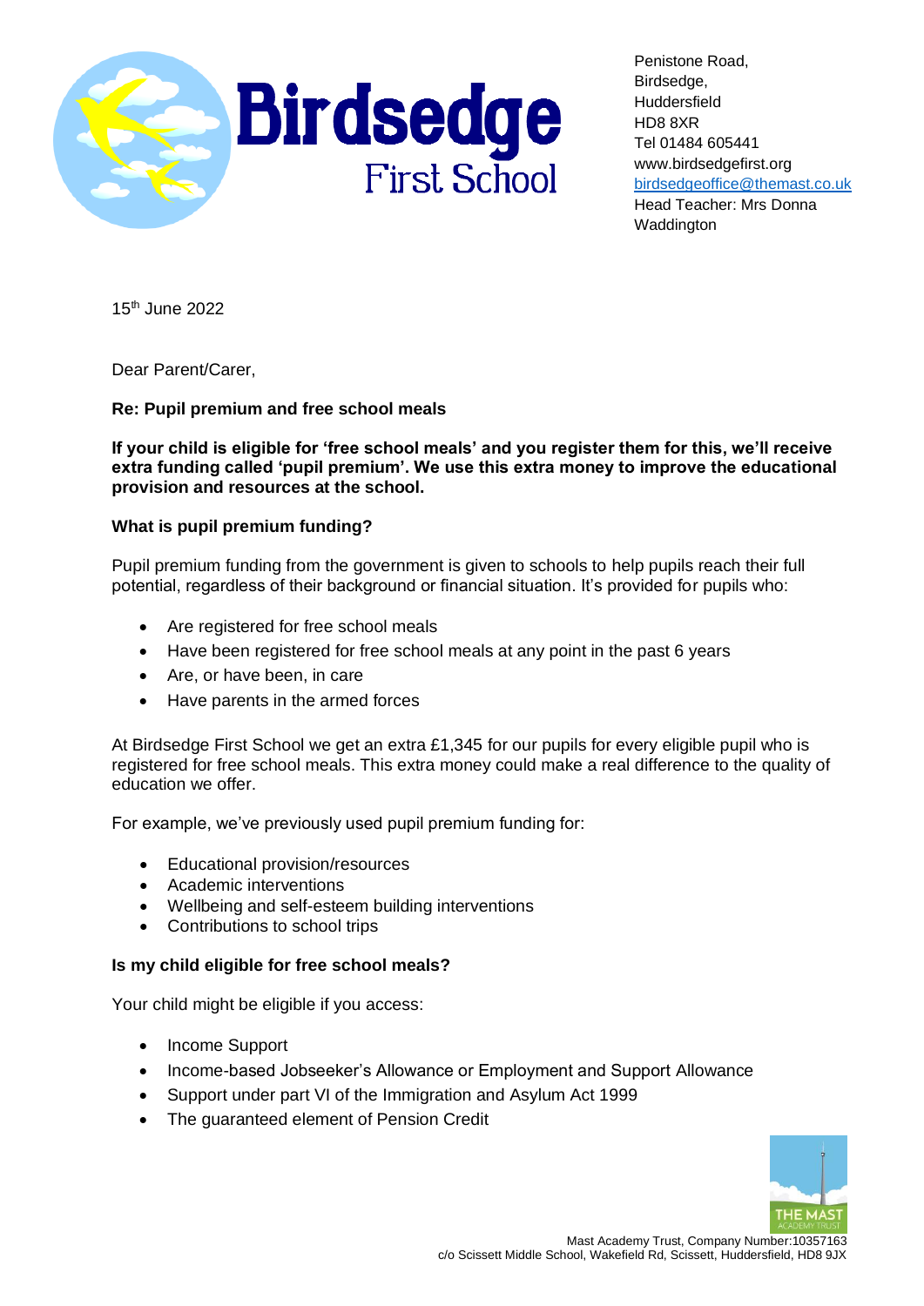Birdsedge First School

Penistone Road,
Birdsedge,
Huddersfield
HD8 8XR
Tel 01484 605441
www.birdsedgefirst.org
birdsedgeoffice@themast.co.uk
Head Teacher: Mrs Donna Waddington

15th June 2022

Dear Parent/Carer,

**Re: Pupil premium and free school meals**

**If your child is eligible for 'free school meals' and you register them for this, we'll receive extra funding called 'pupil premium'. We use this extra money to improve the educational provision and resources at the school.**

**What is pupil premium funding?**

Pupil premium funding from the government is given to schools to help pupils reach their full potential, regardless of their background or financial situation. It's provided for pupils who:

- Are registered for free school meals
- Have been registered for free school meals at any point in the past 6 years
- Are, or have been, in care
- Have parents in the armed forces

At Birdsedge First School we get an extra £1,345 for our pupils for every eligible pupil who is registered for free school meals. This extra money could make a real difference to the quality of education we offer.

For example, we've previously used pupil premium funding for:

- Educational provision/resources
- Academic interventions
- Wellbeing and self-esteem building interventions
- Contributions to school trips

**Is my child eligible for free school meals?**

Your child might be eligible if you access:

- Income Support
- Income-based Jobseeker's Allowance or Employment and Support Allowance
- Support under part VI of the Immigration and Asylum Act 1999
- The guaranteed element of Pension Credit

THE MAST ACADEMY TRUST

Mast Academy Trust, Company Number:10357163
c/o Scissett Middle School, Wakefield Rd, Scissett, Huddersfield, HD8 9JX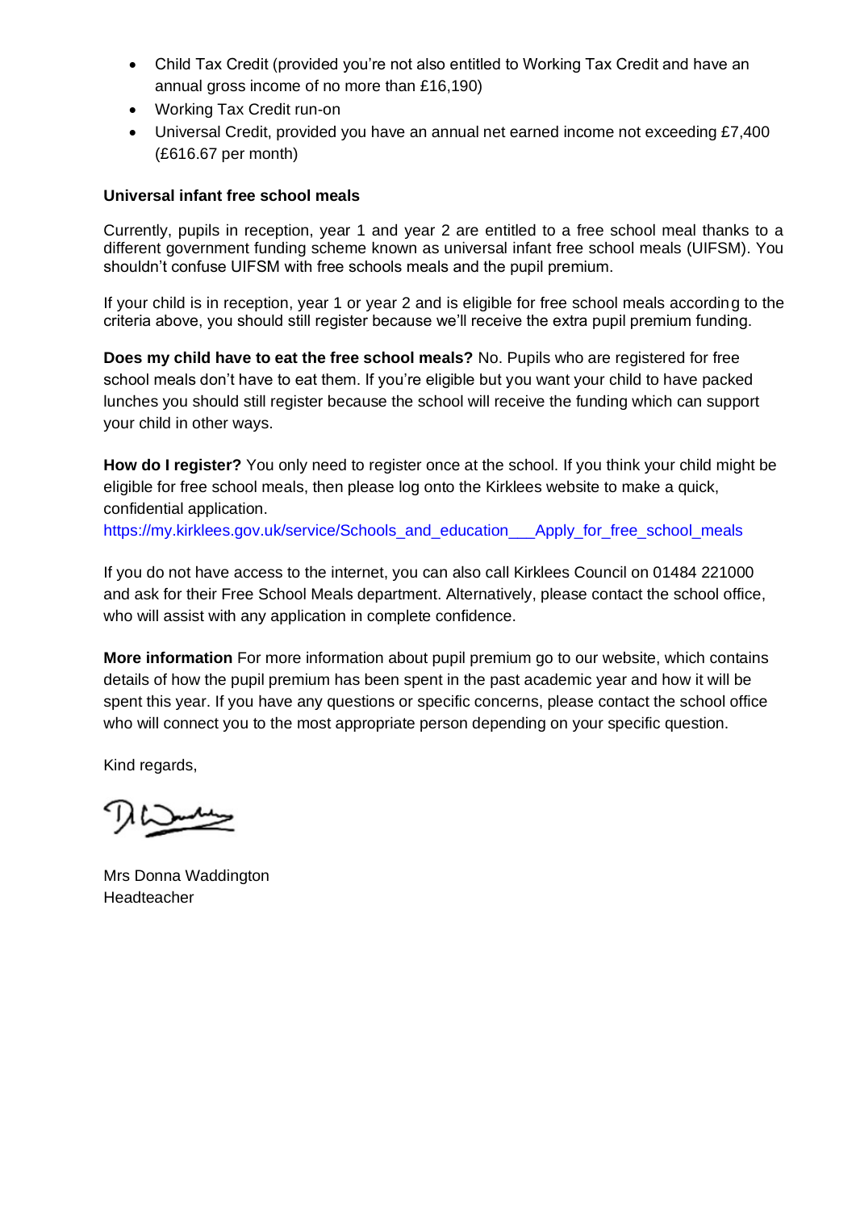- Child Tax Credit (provided you're not also entitled to Working Tax Credit and have an annual gross income of no more than £16,190)
- Working Tax Credit run-on
- Universal Credit, provided you have an annual net earned income not exceeding £7,400 (£616.67 per month)

**Universal infant free school meals**

Currently, pupils in reception, year 1 and year 2 are entitled to a free school meal thanks to a different government funding scheme known as universal infant free school meals (UIFSM). You shouldn't confuse UIFSM with free schools meals and the pupil premium.

If your child is in reception, year 1 or year 2 and is eligible for free school meals according to the criteria above, you should still register because we'll receive the extra pupil premium funding.

**Does my child have to eat the free school meals?** No. Pupils who are registered for free school meals don't have to eat them. If you're eligible but you want your child to have packed lunches you should still register because the school will receive the funding which can support your child in other ways.

**How do I register?** You only need to register once at the school. If you think your child might be eligible for free school meals, then please log onto the Kirklees website to make a quick, confidential application.

https://my.kirklees.gov.uk/service/Schools_and_education___Apply_for_free_school_meals

If you do not have access to the internet, you can also call Kirklees Council on 01484 221000 and ask for their Free School Meals department. Alternatively, please contact the school office, who will assist with any application in complete confidence.

**More information** For more information about pupil premium go to our website, which contains details of how the pupil premium has been spent in the past academic year and how it will be spent this year. If you have any questions or specific concerns, please contact the school office who will connect you to the most appropriate person depending on your specific question.

Kind regards,

Mrs Donna Waddington
Headteacher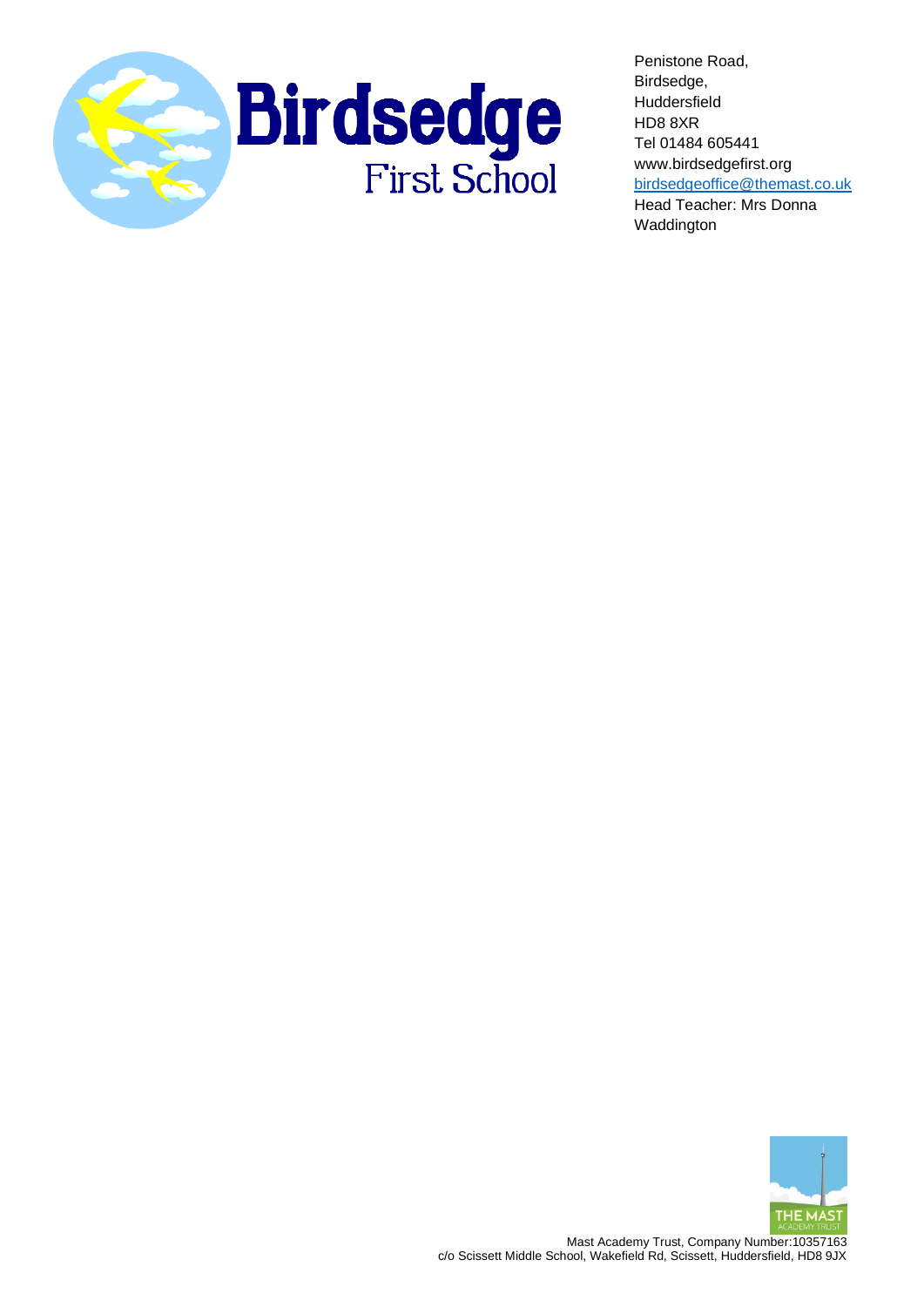Penistone Road,
Birdsedge,
Huddersfield
HD8 8XR
Tel 01484 605441
www.birdsedgefirst.org
birdsedgeoffice@themast.co.uk
Head Teacher: Mrs Donna Waddington

Mast Academy Trust, Company Number:10357163
c/o Scissett Middle School, Wakefield Rd, Scissett, Huddersfield, HD8 9JX